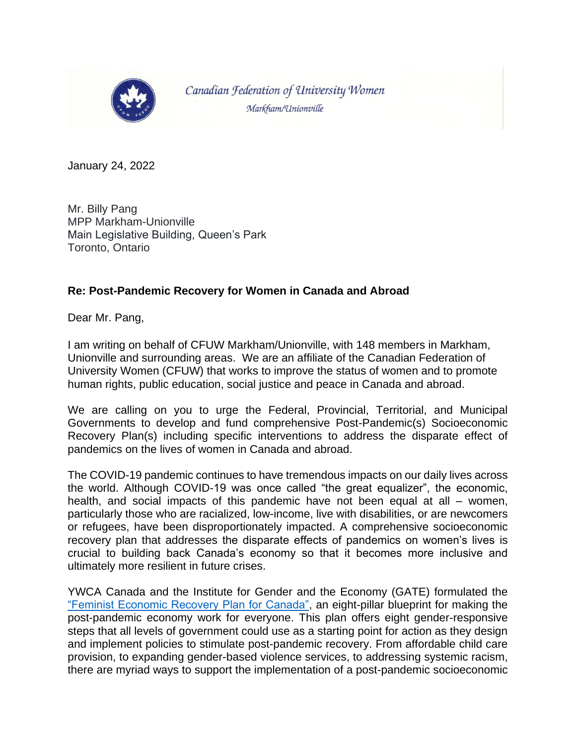Canadian Federation of University Women
Markham/Unionville

January 24, 2022

Mr. Billy Pang
MPP Markham-Unionville
Main Legislative Building, Queen's Park
Toronto, Ontario

**Re: Post-Pandemic Recovery for Women in Canada and Abroad**

Dear Mr. Pang,

I am writing on behalf of CFUW Markham/Unionville, with 148 members in Markham, Unionville and surrounding areas. We are an affiliate of the Canadian Federation of University Women (CFUW) that works to improve the status of women and to promote human rights, public education, social justice and peace in Canada and abroad.

We are calling on you to urge the Federal, Provincial, Territorial, and Municipal Governments to develop and fund comprehensive Post-Pandemic(s) Socioeconomic Recovery Plan(s) including specific interventions to address the disparate effect of pandemics on the lives of women in Canada and abroad.

The COVID-19 pandemic continues to have tremendous impacts on our daily lives across the world. Although COVID-19 was once called "the great equalizer", the economic, health, and social impacts of this pandemic have not been equal at all – women, particularly those who are racialized, low-income, live with disabilities, or are newcomers or refugees, have been disproportionately impacted. A comprehensive socioeconomic recovery plan that addresses the disparate effects of pandemics on women's lives is crucial to building back Canada's economy so that it becomes more inclusive and ultimately more resilient in future crises.

YWCA Canada and the Institute for Gender and the Economy (GATE) formulated the "Feminist Economic Recovery Plan for Canada", an eight-pillar blueprint for making the post-pandemic economy work for everyone. This plan offers eight gender-responsive steps that all levels of government could use as a starting point for action as they design and implement policies to stimulate post-pandemic recovery. From affordable child care provision, to expanding gender-based violence services, to addressing systemic racism, there are myriad ways to support the implementation of a post-pandemic socioeconomic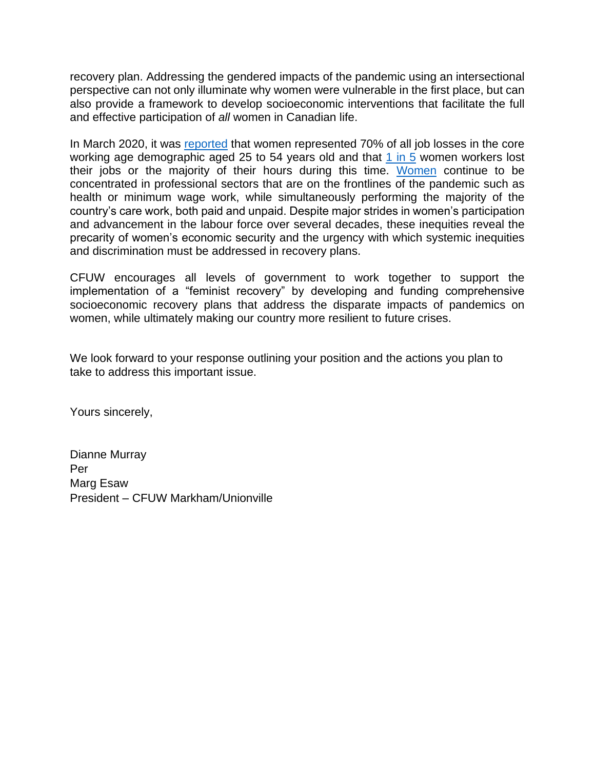recovery plan. Addressing the gendered impacts of the pandemic using an intersectional perspective can not only illuminate why women were vulnerable in the first place, but can also provide a framework to develop socioeconomic interventions that facilitate the full and effective participation of *all* women in Canadian life.

In March 2020, it was reported that women represented 70% of all job losses in the core working age demographic aged 25 to 54 years old and that 1 in 5 women workers lost their jobs or the majority of their hours during this time. Women continue to be concentrated in professional sectors that are on the frontlines of the pandemic such as health or minimum wage work, while simultaneously performing the majority of the country's care work, both paid and unpaid. Despite major strides in women's participation and advancement in the labour force over several decades, these inequities reveal the precarity of women's economic security and the urgency with which systemic inequities and discrimination must be addressed in recovery plans.

CFUW encourages all levels of government to work together to support the implementation of a "feminist recovery" by developing and funding comprehensive socioeconomic recovery plans that address the disparate impacts of pandemics on women, while ultimately making our country more resilient to future crises.

We look forward to your response outlining your position and the actions you plan to take to address this important issue.

Yours sincerely,

Dianne Murray
Per
Marg Esaw
President – CFUW Markham/Unionville